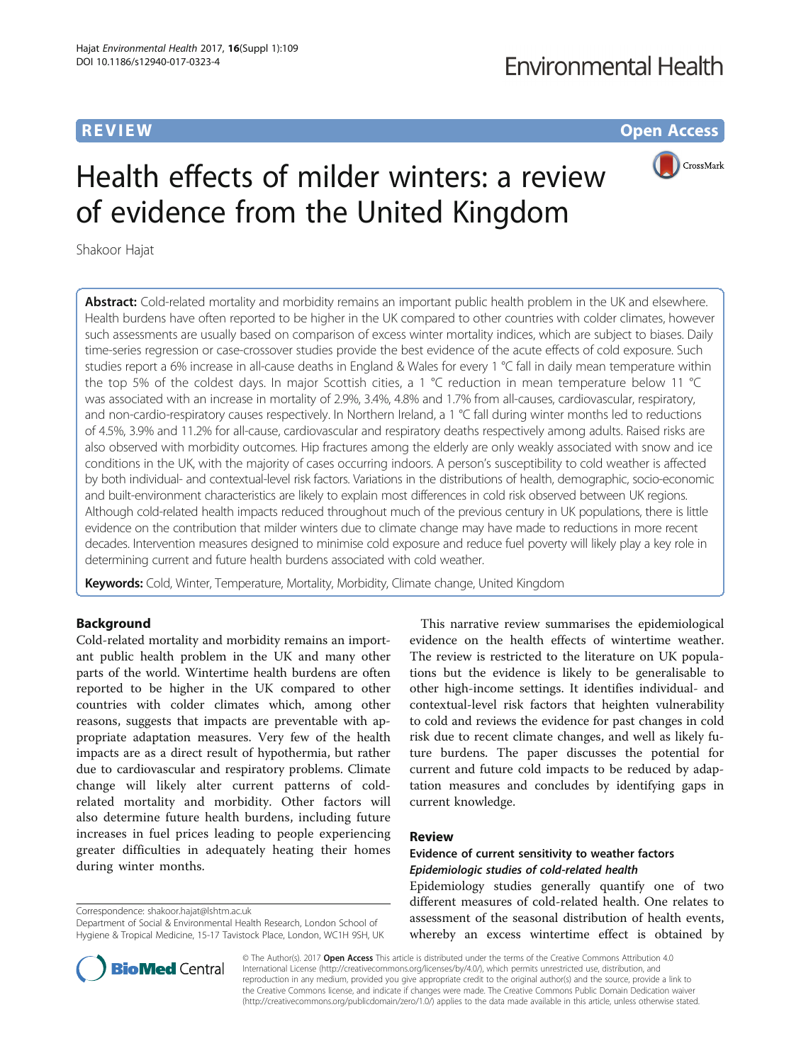REVIEW Open Access

# Health effects of milder winters: a review of evidence from the United Kingdom

Shakoor Hajat

**Abstract:** Cold-related mortality and morbidity remains an important public health problem in the UK and elsewhere. Health burdens have often reported to be higher in the UK compared to other countries with colder climates, however such assessments are usually based on comparison of excess winter mortality indices, which are subject to biases. Daily time-series regression or case-crossover studies provide the best evidence of the acute effects of cold exposure. Such studies report a 6% increase in all-cause deaths in England & Wales for every 1 °C fall in daily mean temperature within the top 5% of the coldest days. In major Scottish cities, a 1 °C reduction in mean temperature below 11 °C was associated with an increase in mortality of 2.9%, 3.4%, 4.8% and 1.7% from all-causes, cardiovascular, respiratory, and non-cardio-respiratory causes respectively. In Northern Ireland, a 1 °C fall during winter months led to reductions of 4.5%, 3.9% and 11.2% for all-cause, cardiovascular and respiratory deaths respectively among adults. Raised risks are also observed with morbidity outcomes. Hip fractures among the elderly are only weakly associated with snow and ice conditions in the UK, with the majority of cases occurring indoors. A person's susceptibility to cold weather is affected by both individual- and contextual-level risk factors. Variations in the distributions of health, demographic, socio-economic and built-environment characteristics are likely to explain most differences in cold risk observed between UK regions. Although cold-related health impacts reduced throughout much of the previous century in UK populations, there is little evidence on the contribution that milder winters due to climate change may have made to reductions in more recent decades. Intervention measures designed to minimise cold exposure and reduce fuel poverty will likely play a key role in determining current and future health burdens associated with cold weather.

**Keywords:** Cold, Winter, Temperature, Mortality, Morbidity, Climate change, United Kingdom

## Background

Cold-related mortality and morbidity remains an important public health problem in the UK and many other parts of the world. Wintertime health burdens are often reported to be higher in the UK compared to other countries with colder climates which, among other reasons, suggests that impacts are preventable with appropriate adaptation measures. Very few of the health impacts are as a direct result of hypothermia, but rather due to cardiovascular and respiratory problems. Climate change will likely alter current patterns of cold-related mortality and morbidity. Other factors will also determine future health burdens, including future increases in fuel prices leading to people experiencing greater difficulties in adequately heating their homes during winter months.

This narrative review summarises the epidemiological evidence on the health effects of wintertime weather. The review is restricted to the literature on UK populations but the evidence is likely to be generalisable to other high-income settings. It identifies individual- and contextual-level risk factors that heighten vulnerability to cold and reviews the evidence for past changes in cold risk due to recent climate changes, and well as likely future burdens. The paper discusses the potential for current and future cold impacts to be reduced by adaptation measures and concludes by identifying gaps in current knowledge.

## Review

### Evidence of current sensitivity to weather factors

#### *Epidemiologic studies of cold-related health*

Epidemiology studies generally quantify one of two different measures of cold-related health. One relates to assessment of the seasonal distribution of health events, whereby an excess wintertime effect is obtained by

Correspondence: shakoor.hajat@lshtm.ac.uk
Department of Social & Environmental Health Research, London School of Hygiene & Tropical Medicine, 15-17 Tavistock Place, London, WC1H 9SH, UK

© The Author(s). 2017 **Open Access** This article is distributed under the terms of the Creative Commons Attribution 4.0 International License (http://creativecommons.org/licenses/by/4.0/), which permits unrestricted use, distribution, and reproduction in any medium, provided you give appropriate credit to the original author(s) and the source, provide a link to the Creative Commons license, and indicate if changes were made. The Creative Commons Public Domain Dedication waiver (http://creativecommons.org/publicdomain/zero/1.0/) applies to the data made available in this article, unless otherwise stated.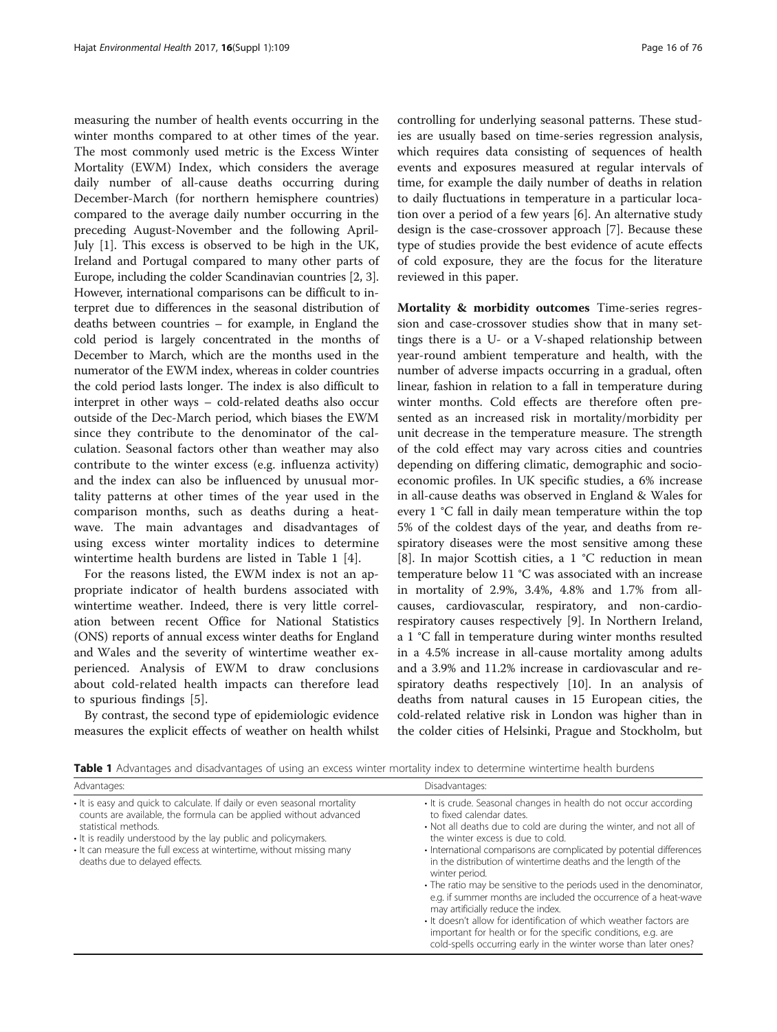measuring the number of health events occurring in the winter months compared to at other times of the year. The most commonly used metric is the Excess Winter Mortality (EWM) Index, which considers the average daily number of all-cause deaths occurring during December-March (for northern hemisphere countries) compared to the average daily number occurring in the preceding August-November and the following April-July [1]. This excess is observed to be high in the UK, Ireland and Portugal compared to many other parts of Europe, including the colder Scandinavian countries [2, 3]. However, international comparisons can be difficult to interpret due to differences in the seasonal distribution of deaths between countries – for example, in England the cold period is largely concentrated in the months of December to March, which are the months used in the numerator of the EWM index, whereas in colder countries the cold period lasts longer. The index is also difficult to interpret in other ways – cold-related deaths also occur outside of the Dec-March period, which biases the EWM since they contribute to the denominator of the calculation. Seasonal factors other than weather may also contribute to the winter excess (e.g. influenza activity) and the index can also be influenced by unusual mortality patterns at other times of the year used in the comparison months, such as deaths during a heatwave. The main advantages and disadvantages of using excess winter mortality indices to determine wintertime health burdens are listed in Table 1 [4].

For the reasons listed, the EWM index is not an appropriate indicator of health burdens associated with wintertime weather. Indeed, there is very little correlation between recent Office for National Statistics (ONS) reports of annual excess winter deaths for England and Wales and the severity of wintertime weather experienced. Analysis of EWM to draw conclusions about cold-related health impacts can therefore lead to spurious findings [5].

By contrast, the second type of epidemiologic evidence measures the explicit effects of weather on health whilst controlling for underlying seasonal patterns. These studies are usually based on time-series regression analysis, which requires data consisting of sequences of health events and exposures measured at regular intervals of time, for example the daily number of deaths in relation to daily fluctuations in temperature in a particular location over a period of a few years [6]. An alternative study design is the case-crossover approach [7]. Because these type of studies provide the best evidence of acute effects of cold exposure, they are the focus for the literature reviewed in this paper.

**Mortality & morbidity outcomes** Time-series regression and case-crossover studies show that in many settings there is a U- or a V-shaped relationship between year-round ambient temperature and health, with the number of adverse impacts occurring in a gradual, often linear, fashion in relation to a fall in temperature during winter months. Cold effects are therefore often presented as an increased risk in mortality/morbidity per unit decrease in the temperature measure. The strength of the cold effect may vary across cities and countries depending on differing climatic, demographic and socioeconomic profiles. In UK specific studies, a 6% increase in all-cause deaths was observed in England & Wales for every 1 °C fall in daily mean temperature within the top 5% of the coldest days of the year, and deaths from respiratory diseases were the most sensitive among these [8]. In major Scottish cities, a 1 °C reduction in mean temperature below 11 °C was associated with an increase in mortality of 2.9%, 3.4%, 4.8% and 1.7% from all-causes, cardiovascular, respiratory, and non-cardiorespiratory causes respectively [9]. In Northern Ireland, a 1 °C fall in temperature during winter months resulted in a 4.5% increase in all-cause mortality among adults and a 3.9% and 11.2% increase in cardiovascular and respiratory deaths respectively [10]. In an analysis of deaths from natural causes in 15 European cities, the cold-related relative risk in London was higher than in the colder cities of Helsinki, Prague and Stockholm, but

**Table 1** Advantages and disadvantages of using an excess winter mortality index to determine wintertime health burdens

| Advantages: | Disadvantages: |
|---|---|
| • It is easy and quick to calculate. If daily or even seasonal mortality counts are available, the formula can be applied without advanced statistical methods.<br>• It is readily understood by the lay public and policymakers.<br>• It can measure the full excess at wintertime, without missing many deaths due to delayed effects. | • It is crude. Seasonal changes in health do not occur according to fixed calendar dates.<br>• Not all deaths due to cold are during the winter, and not all of the winter excess is due to cold.<br>• International comparisons are complicated by potential differences in the distribution of wintertime deaths and the length of the winter period.<br>• The ratio may be sensitive to the periods used in the denominator, e.g. if summer months are included the occurrence of a heat-wave may artificially reduce the index.<br>• It doesn't allow for identification of which weather factors are important for health or for the specific conditions, e.g. are cold-spells occurring early in the winter worse than later ones? |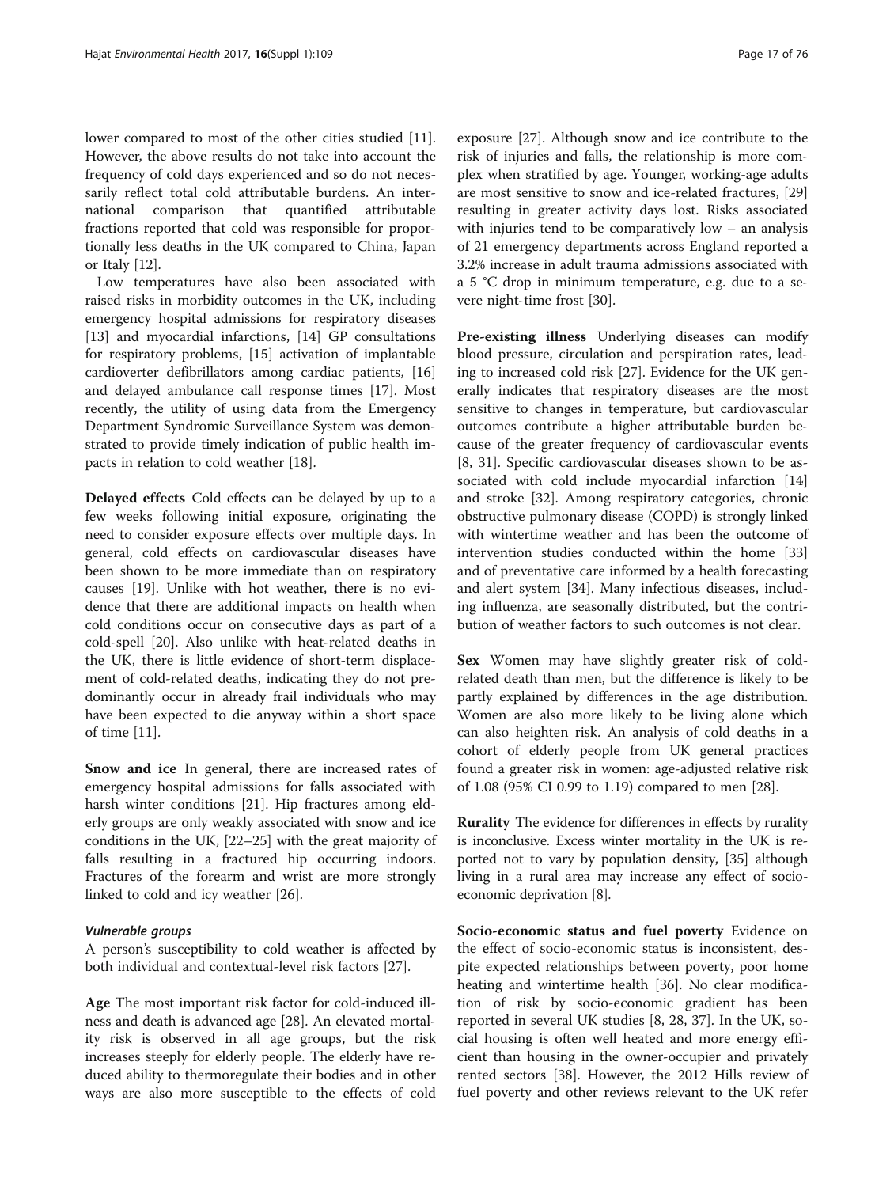lower compared to most of the other cities studied [11]. However, the above results do not take into account the frequency of cold days experienced and so do not necessarily reflect total cold attributable burdens. An international comparison that quantified attributable fractions reported that cold was responsible for proportionally less deaths in the UK compared to China, Japan or Italy [12].

Low temperatures have also been associated with raised risks in morbidity outcomes in the UK, including emergency hospital admissions for respiratory diseases [13] and myocardial infarctions, [14] GP consultations for respiratory problems, [15] activation of implantable cardioverter defibrillators among cardiac patients, [16] and delayed ambulance call response times [17]. Most recently, the utility of using data from the Emergency Department Syndromic Surveillance System was demonstrated to provide timely indication of public health impacts in relation to cold weather [18].

**Delayed effects** Cold effects can be delayed by up to a few weeks following initial exposure, originating the need to consider exposure effects over multiple days. In general, cold effects on cardiovascular diseases have been shown to be more immediate than on respiratory causes [19]. Unlike with hot weather, there is no evidence that there are additional impacts on health when cold conditions occur on consecutive days as part of a cold-spell [20]. Also unlike with heat-related deaths in the UK, there is little evidence of short-term displacement of cold-related deaths, indicating they do not predominantly occur in already frail individuals who may have been expected to die anyway within a short space of time [11].

**Snow and ice** In general, there are increased rates of emergency hospital admissions for falls associated with harsh winter conditions [21]. Hip fractures among elderly groups are only weakly associated with snow and ice conditions in the UK, [22–25] with the great majority of falls resulting in a fractured hip occurring indoors. Fractures of the forearm and wrist are more strongly linked to cold and icy weather [26].

### *Vulnerable groups*

A person's susceptibility to cold weather is affected by both individual and contextual-level risk factors [27].

**Age** The most important risk factor for cold-induced illness and death is advanced age [28]. An elevated mortality risk is observed in all age groups, but the risk increases steeply for elderly people. The elderly have reduced ability to thermoregulate their bodies and in other ways are also more susceptible to the effects of cold exposure [27]. Although snow and ice contribute to the risk of injuries and falls, the relationship is more complex when stratified by age. Younger, working-age adults are most sensitive to snow and ice-related fractures, [29] resulting in greater activity days lost. Risks associated with injuries tend to be comparatively low – an analysis of 21 emergency departments across England reported a 3.2% increase in adult trauma admissions associated with a 5 °C drop in minimum temperature, e.g. due to a severe night-time frost [30].

**Pre-existing illness** Underlying diseases can modify blood pressure, circulation and perspiration rates, leading to increased cold risk [27]. Evidence for the UK generally indicates that respiratory diseases are the most sensitive to changes in temperature, but cardiovascular outcomes contribute a higher attributable burden because of the greater frequency of cardiovascular events [8, 31]. Specific cardiovascular diseases shown to be associated with cold include myocardial infarction [14] and stroke [32]. Among respiratory categories, chronic obstructive pulmonary disease (COPD) is strongly linked with wintertime weather and has been the outcome of intervention studies conducted within the home [33] and of preventative care informed by a health forecasting and alert system [34]. Many infectious diseases, including influenza, are seasonally distributed, but the contribution of weather factors to such outcomes is not clear.

**Sex** Women may have slightly greater risk of cold-related death than men, but the difference is likely to be partly explained by differences in the age distribution. Women are also more likely to be living alone which can also heighten risk. An analysis of cold deaths in a cohort of elderly people from UK general practices found a greater risk in women: age-adjusted relative risk of 1.08 (95% CI 0.99 to 1.19) compared to men [28].

**Rurality** The evidence for differences in effects by rurality is inconclusive. Excess winter mortality in the UK is reported not to vary by population density, [35] although living in a rural area may increase any effect of socio-economic deprivation [8].

**Socio-economic status and fuel poverty** Evidence on the effect of socio-economic status is inconsistent, despite expected relationships between poverty, poor home heating and wintertime health [36]. No clear modification of risk by socio-economic gradient has been reported in several UK studies [8, 28, 37]. In the UK, social housing is often well heated and more energy efficient than housing in the owner-occupier and privately rented sectors [38]. However, the 2012 Hills review of fuel poverty and other reviews relevant to the UK refer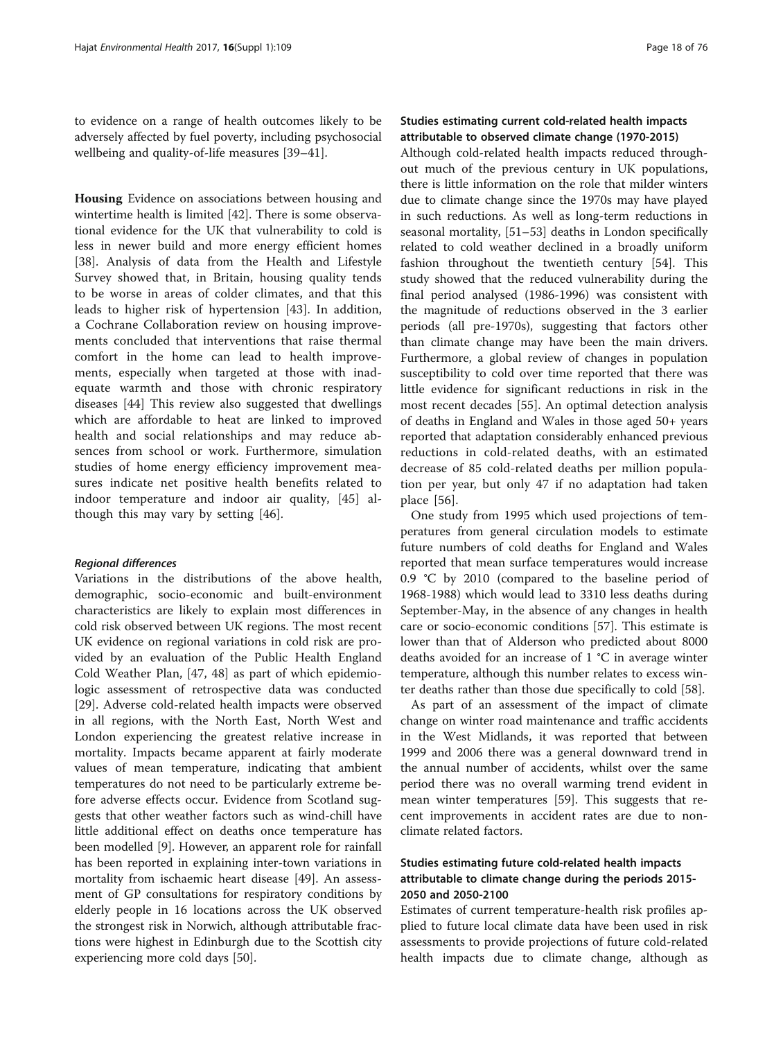to evidence on a range of health outcomes likely to be adversely affected by fuel poverty, including psychosocial wellbeing and quality-of-life measures [39–41].

**Housing** Evidence on associations between housing and wintertime health is limited [42]. There is some observational evidence for the UK that vulnerability to cold is less in newer build and more energy efficient homes [38]. Analysis of data from the Health and Lifestyle Survey showed that, in Britain, housing quality tends to be worse in areas of colder climates, and that this leads to higher risk of hypertension [43]. In addition, a Cochrane Collaboration review on housing improvements concluded that interventions that raise thermal comfort in the home can lead to health improvements, especially when targeted at those with inadequate warmth and those with chronic respiratory diseases [44] This review also suggested that dwellings which are affordable to heat are linked to improved health and social relationships and may reduce absences from school or work. Furthermore, simulation studies of home energy efficiency improvement measures indicate net positive health benefits related to indoor temperature and indoor air quality, [45] although this may vary by setting [46].

#### *Regional differences*

Variations in the distributions of the above health, demographic, socio-economic and built-environment characteristics are likely to explain most differences in cold risk observed between UK regions. The most recent UK evidence on regional variations in cold risk are provided by an evaluation of the Public Health England Cold Weather Plan, [47, 48] as part of which epidemiologic assessment of retrospective data was conducted [29]. Adverse cold-related health impacts were observed in all regions, with the North East, North West and London experiencing the greatest relative increase in mortality. Impacts became apparent at fairly moderate values of mean temperature, indicating that ambient temperatures do not need to be particularly extreme before adverse effects occur. Evidence from Scotland suggests that other weather factors such as wind-chill have little additional effect on deaths once temperature has been modelled [9]. However, an apparent role for rainfall has been reported in explaining inter-town variations in mortality from ischaemic heart disease [49]. An assessment of GP consultations for respiratory conditions by elderly people in 16 locations across the UK observed the strongest risk in Norwich, although attributable fractions were highest in Edinburgh due to the Scottish city experiencing more cold days [50].

### Studies estimating current cold-related health impacts attributable to observed climate change (1970-2015)

Although cold-related health impacts reduced throughout much of the previous century in UK populations, there is little information on the role that milder winters due to climate change since the 1970s may have played in such reductions. As well as long-term reductions in seasonal mortality, [51–53] deaths in London specifically related to cold weather declined in a broadly uniform fashion throughout the twentieth century [54]. This study showed that the reduced vulnerability during the final period analysed (1986-1996) was consistent with the magnitude of reductions observed in the 3 earlier periods (all pre-1970s), suggesting that factors other than climate change may have been the main drivers. Furthermore, a global review of changes in population susceptibility to cold over time reported that there was little evidence for significant reductions in risk in the most recent decades [55]. An optimal detection analysis of deaths in England and Wales in those aged 50+ years reported that adaptation considerably enhanced previous reductions in cold-related deaths, with an estimated decrease of 85 cold-related deaths per million population per year, but only 47 if no adaptation had taken place [56].

One study from 1995 which used projections of temperatures from general circulation models to estimate future numbers of cold deaths for England and Wales reported that mean surface temperatures would increase 0.9 °C by 2010 (compared to the baseline period of 1968-1988) which would lead to 3310 less deaths during September-May, in the absence of any changes in health care or socio-economic conditions [57]. This estimate is lower than that of Alderson who predicted about 8000 deaths avoided for an increase of 1 °C in average winter temperature, although this number relates to excess winter deaths rather than those due specifically to cold [58].

As part of an assessment of the impact of climate change on winter road maintenance and traffic accidents in the West Midlands, it was reported that between 1999 and 2006 there was a general downward trend in the annual number of accidents, whilst over the same period there was no overall warming trend evident in mean winter temperatures [59]. This suggests that recent improvements in accident rates are due to non-climate related factors.

### Studies estimating future cold-related health impacts attributable to climate change during the periods 2015-2050 and 2050-2100

Estimates of current temperature-health risk profiles applied to future local climate data have been used in risk assessments to provide projections of future cold-related health impacts due to climate change, although as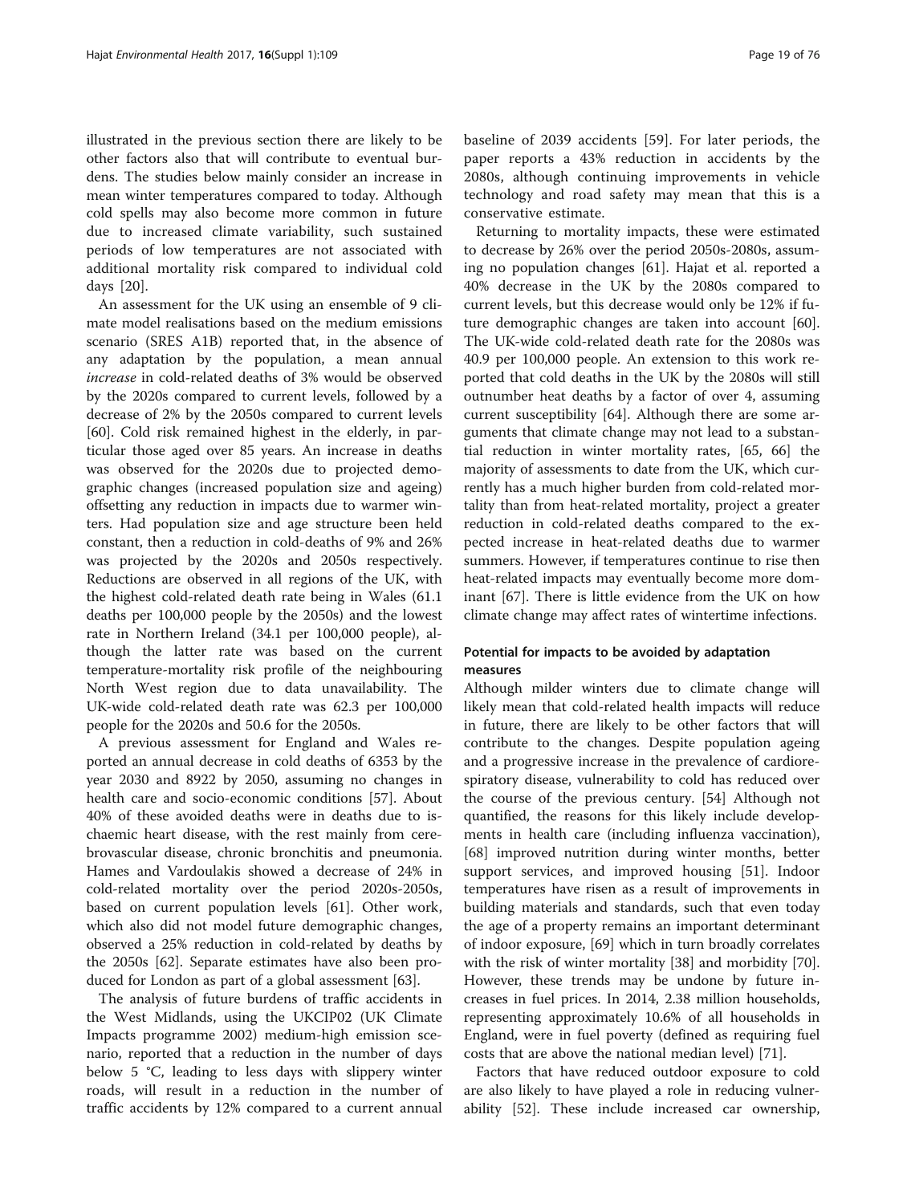illustrated in the previous section there are likely to be other factors also that will contribute to eventual burdens. The studies below mainly consider an increase in mean winter temperatures compared to today. Although cold spells may also become more common in future due to increased climate variability, such sustained periods of low temperatures are not associated with additional mortality risk compared to individual cold days [20].

An assessment for the UK using an ensemble of 9 climate model realisations based on the medium emissions scenario (SRES A1B) reported that, in the absence of any adaptation by the population, a mean annual *increase* in cold-related deaths of 3% would be observed by the 2020s compared to current levels, followed by a decrease of 2% by the 2050s compared to current levels [60]. Cold risk remained highest in the elderly, in particular those aged over 85 years. An increase in deaths was observed for the 2020s due to projected demographic changes (increased population size and ageing) offsetting any reduction in impacts due to warmer winters. Had population size and age structure been held constant, then a reduction in cold-deaths of 9% and 26% was projected by the 2020s and 2050s respectively. Reductions are observed in all regions of the UK, with the highest cold-related death rate being in Wales (61.1 deaths per 100,000 people by the 2050s) and the lowest rate in Northern Ireland (34.1 per 100,000 people), although the latter rate was based on the current temperature-mortality risk profile of the neighbouring North West region due to data unavailability. The UK-wide cold-related death rate was 62.3 per 100,000 people for the 2020s and 50.6 for the 2050s.

A previous assessment for England and Wales reported an annual decrease in cold deaths of 6353 by the year 2030 and 8922 by 2050, assuming no changes in health care and socio-economic conditions [57]. About 40% of these avoided deaths were in deaths due to ischaemic heart disease, with the rest mainly from cerebrovascular disease, chronic bronchitis and pneumonia. Hames and Vardoulakis showed a decrease of 24% in cold-related mortality over the period 2020s-2050s, based on current population levels [61]. Other work, which also did not model future demographic changes, observed a 25% reduction in cold-related by deaths by the 2050s [62]. Separate estimates have also been produced for London as part of a global assessment [63].

The analysis of future burdens of traffic accidents in the West Midlands, using the UKCIP02 (UK Climate Impacts programme 2002) medium-high emission scenario, reported that a reduction in the number of days below 5 °C, leading to less days with slippery winter roads, will result in a reduction in the number of traffic accidents by 12% compared to a current annual baseline of 2039 accidents [59]. For later periods, the paper reports a 43% reduction in accidents by the 2080s, although continuing improvements in vehicle technology and road safety may mean that this is a conservative estimate.

Returning to mortality impacts, these were estimated to decrease by 26% over the period 2050s-2080s, assuming no population changes [61]. Hajat et al. reported a 40% decrease in the UK by the 2080s compared to current levels, but this decrease would only be 12% if future demographic changes are taken into account [60]. The UK-wide cold-related death rate for the 2080s was 40.9 per 100,000 people. An extension to this work reported that cold deaths in the UK by the 2080s will still outnumber heat deaths by a factor of over 4, assuming current susceptibility [64]. Although there are some arguments that climate change may not lead to a substantial reduction in winter mortality rates, [65, 66] the majority of assessments to date from the UK, which currently has a much higher burden from cold-related mortality than from heat-related mortality, project a greater reduction in cold-related deaths compared to the expected increase in heat-related deaths due to warmer summers. However, if temperatures continue to rise then heat-related impacts may eventually become more dominant [67]. There is little evidence from the UK on how climate change may affect rates of wintertime infections.

### Potential for impacts to be avoided by adaptation measures

Although milder winters due to climate change will likely mean that cold-related health impacts will reduce in future, there are likely to be other factors that will contribute to the changes. Despite population ageing and a progressive increase in the prevalence of cardiorespiratory disease, vulnerability to cold has reduced over the course of the previous century. [54] Although not quantified, the reasons for this likely include developments in health care (including influenza vaccination), [68] improved nutrition during winter months, better support services, and improved housing [51]. Indoor temperatures have risen as a result of improvements in building materials and standards, such that even today the age of a property remains an important determinant of indoor exposure, [69] which in turn broadly correlates with the risk of winter mortality [38] and morbidity [70]. However, these trends may be undone by future increases in fuel prices. In 2014, 2.38 million households, representing approximately 10.6% of all households in England, were in fuel poverty (defined as requiring fuel costs that are above the national median level) [71].

Factors that have reduced outdoor exposure to cold are also likely to have played a role in reducing vulnerability [52]. These include increased car ownership,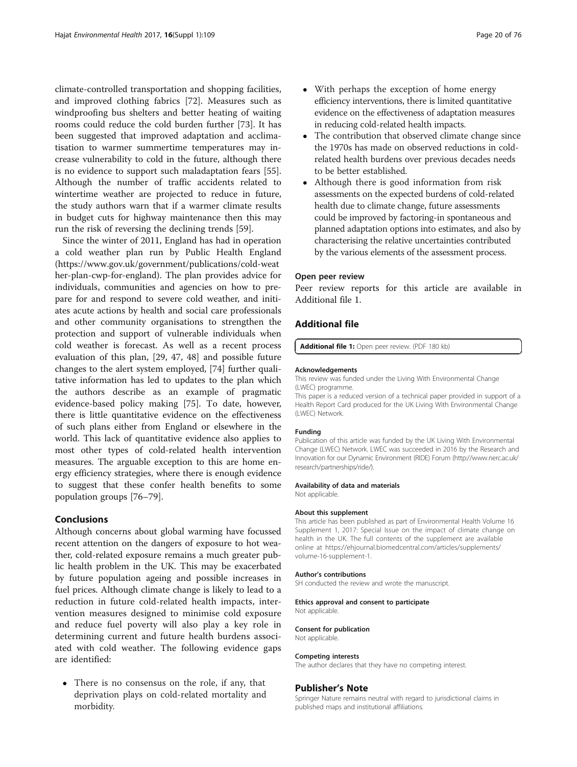climate-controlled transportation and shopping facilities, and improved clothing fabrics [72]. Measures such as windproofing bus shelters and better heating of waiting rooms could reduce the cold burden further [73]. It has been suggested that improved adaptation and acclimatisation to warmer summertime temperatures may increase vulnerability to cold in the future, although there is no evidence to support such maladaptation fears [55]. Although the number of traffic accidents related to wintertime weather are projected to reduce in future, the study authors warn that if a warmer climate results in budget cuts for highway maintenance then this may run the risk of reversing the declining trends [59].

Since the winter of 2011, England has had in operation a cold weather plan run by Public Health England (https://www.gov.uk/government/publications/cold-weather-plan-cwp-for-england). The plan provides advice for individuals, communities and agencies on how to prepare for and respond to severe cold weather, and initiates acute actions by health and social care professionals and other community organisations to strengthen the protection and support of vulnerable individuals when cold weather is forecast. As well as a recent process evaluation of this plan, [29, 47, 48] and possible future changes to the alert system employed, [74] further qualitative information has led to updates to the plan which the authors describe as an example of pragmatic evidence-based policy making [75]. To date, however, there is little quantitative evidence on the effectiveness of such plans either from England or elsewhere in the world. This lack of quantitative evidence also applies to most other types of cold-related health intervention measures. The arguable exception to this are home energy efficiency strategies, where there is enough evidence to suggest that these confer health benefits to some population groups [76–79].

## Conclusions

Although concerns about global warming have focussed recent attention on the dangers of exposure to hot weather, cold-related exposure remains a much greater public health problem in the UK. This may be exacerbated by future population ageing and possible increases in fuel prices. Although climate change is likely to lead to a reduction in future cold-related health impacts, intervention measures designed to minimise cold exposure and reduce fuel poverty will also play a key role in determining current and future health burdens associated with cold weather. The following evidence gaps are identified:

- There is no consensus on the role, if any, that deprivation plays on cold-related mortality and morbidity.
- With perhaps the exception of home energy efficiency interventions, there is limited quantitative evidence on the effectiveness of adaptation measures in reducing cold-related health impacts.
- The contribution that observed climate change since the 1970s has made on observed reductions in cold-related health burdens over previous decades needs to be better established.
- Although there is good information from risk assessments on the expected burdens of cold-related health due to climate change, future assessments could be improved by factoring-in spontaneous and planned adaptation options into estimates, and also by characterising the relative uncertainties contributed by the various elements of the assessment process.

### Open peer review

Peer review reports for this article are available in Additional file 1.

## Additional file

**Additional file 1:** Open peer review. (PDF 180 kb)

#### Acknowledgements

This review was funded under the Living With Environmental Change (LWEC) programme.

This paper is a reduced version of a technical paper provided in support of a Health Report Card produced for the UK Living With Environmental Change (LWEC) Network.

#### Funding

Publication of this article was funded by the UK Living With Environmental Change (LWEC) Network. LWEC was succeeded in 2016 by the Research and Innovation for our Dynamic Environment (RIDE) Forum (http://www.nerc.ac.uk/research/partnerships/ride/).

#### Availability of data and materials

Not applicable.

#### About this supplement

This article has been published as part of Environmental Health Volume 16 Supplement 1, 2017: Special Issue on the impact of climate change on health in the UK. The full contents of the supplement are available online at https://ehjournal.biomedcentral.com/articles/supplements/volume-16-supplement-1.

#### Author's contributions

SH conducted the review and wrote the manuscript.

#### Ethics approval and consent to participate

Not applicable.

#### Consent for publication

Not applicable.

#### Competing interests

The author declares that they have no competing interest.

## Publisher's Note

Springer Nature remains neutral with regard to jurisdictional claims in published maps and institutional affiliations.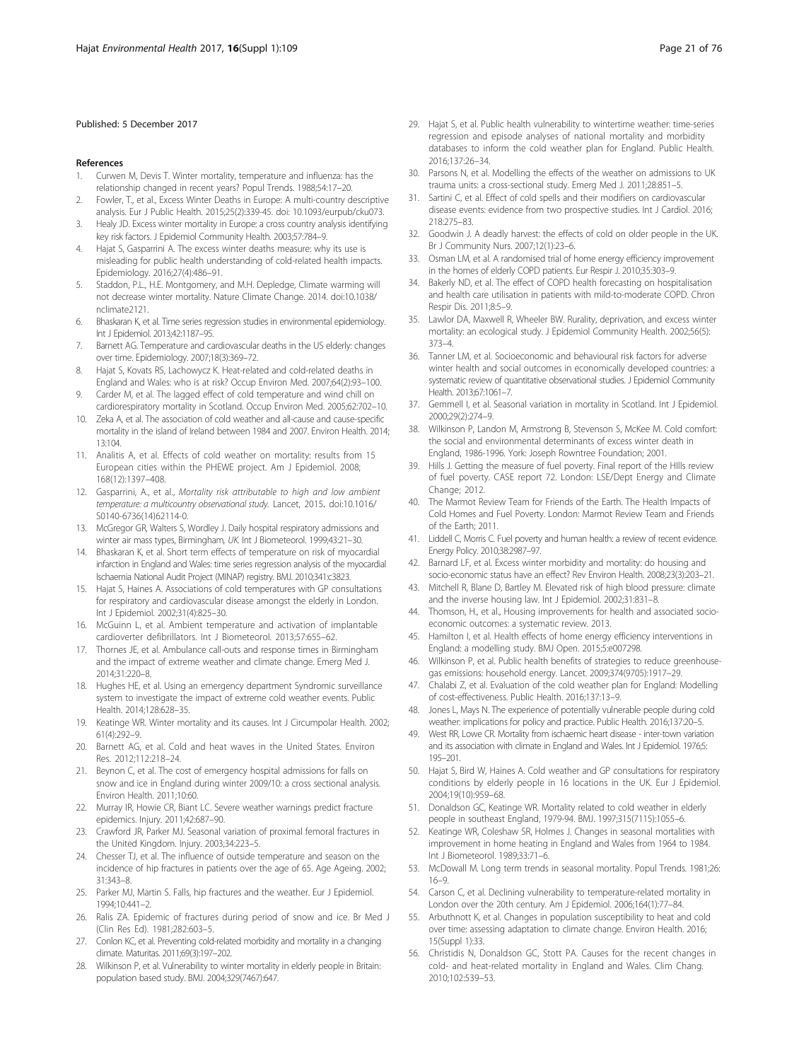Published: 5 December 2017

## References

1. Curwen M, Devis T. Winter mortality, temperature and influenza: has the relationship changed in recent years? Popul Trends. 1988;54:17–20.
2. Fowler, T., et al., Excess Winter Deaths in Europe: A multi-country descriptive analysis. Eur J Public Health. 2015;25(2):339-45. doi: 10.1093/eurpub/cku073.
3. Healy JD. Excess winter mortality in Europe: a cross country analysis identifying key risk factors. J Epidemiol Community Health. 2003;57:784–9.
4. Hajat S, Gasparrini A. The excess winter deaths measure: why its use is misleading for public health understanding of cold-related health impacts. Epidemiology. 2016;27(4):486–91.
5. Staddon, P.L., H.E. Montgomery, and M.H. Depledge, Climate warming will not decrease winter mortality. Nature Climate Change. 2014. doi:10.1038/nclimate2121.
6. Bhaskaran K, et al. Time series regression studies in environmental epidemiology. Int J Epidemiol. 2013;42:1187–95.
7. Barnett AG. Temperature and cardiovascular deaths in the US elderly: changes over time. Epidemiology. 2007;18(3):369–72.
8. Hajat S, Kovats RS, Lachowycz K. Heat-related and cold-related deaths in England and Wales: who is at risk? Occup Environ Med. 2007;64(2):93–100.
9. Carder M, et al. The lagged effect of cold temperature and wind chill on cardiorespiratory mortality in Scotland. Occup Environ Med. 2005;62:702–10.
10. Zeka A, et al. The association of cold weather and all-cause and cause-specific mortality in the island of Ireland between 1984 and 2007. Environ Health. 2014;13:104.
11. Analitis A, et al. Effects of cold weather on mortality: results from 15 European cities within the PHEWE project. Am J Epidemiol. 2008;168(12):1397–408.
12. Gasparrini, A., et al., *Mortality risk attributable to high and low ambient temperature: a multicountry observational study.* Lancet, 2015. doi:10.1016/S0140-6736(14)62114-0.
13. McGregor GR, Walters S, Wordley J. Daily hospital respiratory admissions and winter air mass types, Birmingham, *UK*. Int J Biometeorol. 1999;43:21–30.
14. Bhaskaran K, et al. Short term effects of temperature on risk of myocardial infarction in England and Wales: time series regression analysis of the myocardial Ischaemia National Audit Project (MINAP) registry. BMJ. 2010;341:c3823.
15. Hajat S, Haines A. Associations of cold temperatures with GP consultations for respiratory and cardiovascular disease amongst the elderly in London. Int J Epidemiol. 2002;31(4):825–30.
16. McGuinn L, et al. Ambient temperature and activation of implantable cardioverter defibrillators. Int J Biometeorol. 2013;57:655–62.
17. Thornes JE, et al. Ambulance call-outs and response times in Birmingham and the impact of extreme weather and climate change. Emerg Med J. 2014;31:220–8.
18. Hughes HE, et al. Using an emergency department Syndromic surveillance system to investigate the impact of extreme cold weather events. Public Health. 2014;128:628–35.
19. Keatinge WR. Winter mortality and its causes. Int J Circumpolar Health. 2002;61(4):292–9.
20. Barnett AG, et al. Cold and heat waves in the United States. Environ Res. 2012;112:218–24.
21. Beynon C, et al. The cost of emergency hospital admissions for falls on snow and ice in England during winter 2009/10: a cross sectional analysis. Environ Health. 2011;10:60.
22. Murray IR, Howie CR, Biant LC. Severe weather warnings predict fracture epidemics. Injury. 2011;42:687–90.
23. Crawford JR, Parker MJ. Seasonal variation of proximal femoral fractures in the United Kingdom. Injury. 2003;34:223–5.
24. Chesser TJ, et al. The influence of outside temperature and season on the incidence of hip fractures in patients over the age of 65. Age Ageing. 2002;31:343–8.
25. Parker MJ, Martin S. Falls, hip fractures and the weather. Eur J Epidemiol. 1994;10:441–2.
26. Ralis ZA. Epidemic of fractures during period of snow and ice. Br Med J (Clin Res Ed). 1981;282:603–5.
27. Conlon KC, et al. Preventing cold-related morbidity and mortality in a changing climate. Maturitas. 2011;69(3):197–202.
28. Wilkinson P, et al. Vulnerability to winter mortality in elderly people in Britain: population based study. BMJ. 2004;329(7467):647.
29. Hajat S, et al. Public health vulnerability to wintertime weather: time-series regression and episode analyses of national mortality and morbidity databases to inform the cold weather plan for England. Public Health. 2016;137:26–34.
30. Parsons N, et al. Modelling the effects of the weather on admissions to UK trauma units: a cross-sectional study. Emerg Med J. 2011;28:851–5.
31. Sartini C, et al. Effect of cold spells and their modifiers on cardiovascular disease events: evidence from two prospective studies. Int J Cardiol. 2016;218:275–83.
32. Goodwin J. A deadly harvest: the effects of cold on older people in the UK. Br J Community Nurs. 2007;12(1):23–6.
33. Osman LM, et al. A randomised trial of home energy efficiency improvement in the homes of elderly COPD patients. Eur Respir J. 2010;35:303–9.
34. Bakerly ND, et al. The effect of COPD health forecasting on hospitalisation and health care utilisation in patients with mild-to-moderate COPD. Chron Respir Dis. 2011;8:5–9.
35. Lawlor DA, Maxwell R, Wheeler BW. Rurality, deprivation, and excess winter mortality: an ecological study. J Epidemiol Community Health. 2002;56(5):373–4.
36. Tanner LM, et al. Socioeconomic and behavioural risk factors for adverse winter health and social outcomes in economically developed countries: a systematic review of quantitative observational studies. J Epidemiol Community Health. 2013;67:1061–7.
37. Gemmell I, et al. Seasonal variation in mortality in Scotland. Int J Epidemiol. 2000;29(2):274–9.
38. Wilkinson P, Landon M, Armstrong B, Stevenson S, McKee M. Cold comfort: the social and environmental determinants of excess winter death in England, 1986-1996. York: Joseph Rowntree Foundation; 2001.
39. Hills J. Getting the measure of fuel poverty. Final report of the HIlls review of fuel poverty. CASE report 72. London: LSE/Dept Energy and Climate Change; 2012.
40. The Marmot Review Team for Friends of the Earth. The Health Impacts of Cold Homes and Fuel Poverty. London: Marmot Review Team and Friends of the Earth; 2011.
41. Liddell C, Morris C. Fuel poverty and human health: a review of recent evidence. Energy Policy. 2010;38:2987–97.
42. Barnard LF, et al. Excess winter morbidity and mortality: do housing and socio-economic status have an effect? Rev Environ Health. 2008;23(3):203–21.
43. Mitchell R, Blane D, Bartley M. Elevated risk of high blood pressure: climate and the inverse housing law. Int J Epidemiol. 2002;31:831–8.
44. Thomson, H., et al., Housing improvements for health and associated socio-economic outcomes: a systematic review. 2013.
45. Hamilton I, et al. Health effects of home energy efficiency interventions in England: a modelling study. BMJ Open. 2015;5:e007298.
46. Wilkinson P, et al. Public health benefits of strategies to reduce greenhouse-gas emissions: household energy. Lancet. 2009;374(9705):1917–29.
47. Chalabi Z, et al. Evaluation of the cold weather plan for England: Modelling of cost-effectiveness. Public Health. 2016;137:13–9.
48. Jones L, Mays N. The experience of potentially vulnerable people during cold weather: implications for policy and practice. Public Health. 2016;137:20–5.
49. West RR, Lowe CR. Mortality from ischaemic heart disease - inter-town variation and its association with climate in England and Wales. Int J Epidemiol. 1976;5:195–201.
50. Hajat S, Bird W, Haines A. Cold weather and GP consultations for respiratory conditions by elderly people in 16 locations in the UK. Eur J Epidemiol. 2004;19(10):959–68.
51. Donaldson GC, Keatinge WR. Mortality related to cold weather in elderly people in southeast England, 1979-94. BMJ. 1997;315(7115):1055–6.
52. Keatinge WR, Coleshaw SR, Holmes J. Changes in seasonal mortalities with improvement in home heating in England and Wales from 1964 to 1984. Int J Biometeorol. 1989;33:71–6.
53. McDowall M. Long term trends in seasonal mortality. Popul Trends. 1981;26:16–9.
54. Carson C, et al. Declining vulnerability to temperature-related mortality in London over the 20th century. Am J Epidemiol. 2006;164(1):77–84.
55. Arbuthnott K, et al. Changes in population susceptibility to heat and cold over time: assessing adaptation to climate change. Environ Health. 2016;15(Suppl 1):33.
56. Christidis N, Donaldson GC, Stott PA. Causes for the recent changes in cold- and heat-related mortality in England and Wales. Clim Chang. 2010;102:539–53.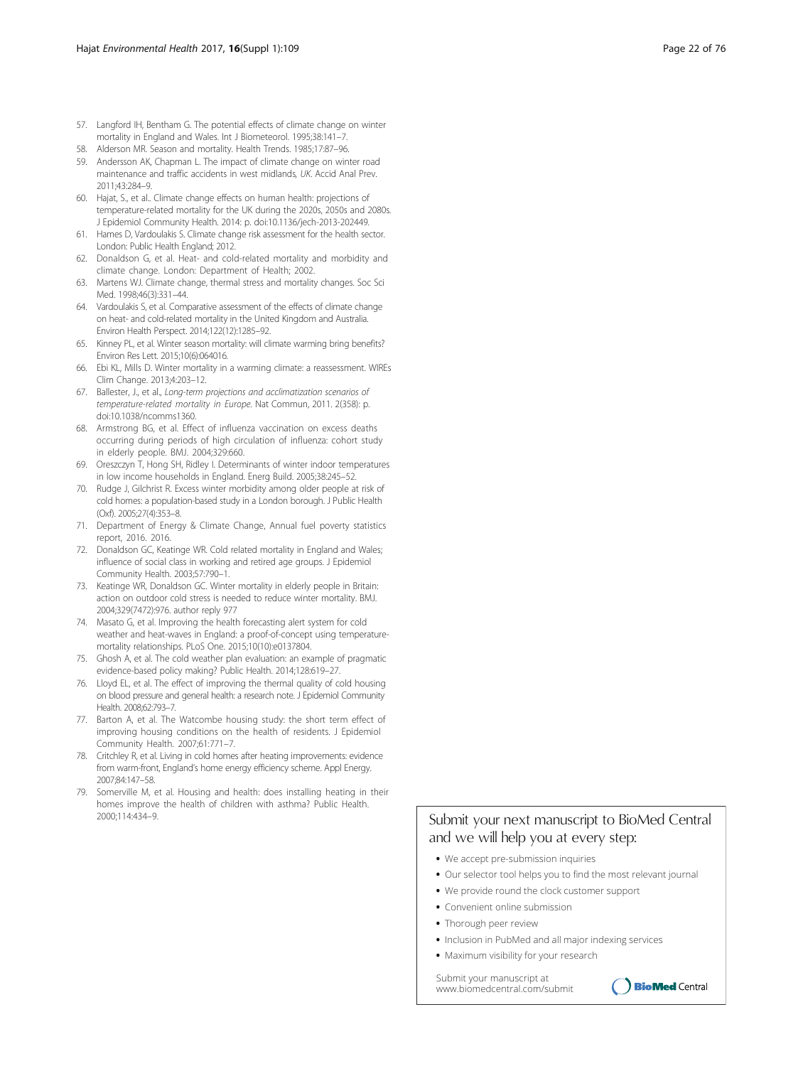57. Langford IH, Bentham G. The potential effects of climate change on winter mortality in England and Wales. Int J Biometeorol. 1995;38:141–7.
58. Alderson MR. Season and mortality. Health Trends. 1985;17:87–96.
59. Andersson AK, Chapman L. The impact of climate change on winter road maintenance and traffic accidents in west midlands, *UK*. Accid Anal Prev. 2011;43:284–9.
60. Hajat, S., et al.. Climate change effects on human health: projections of temperature-related mortality for the UK during the 2020s, 2050s and 2080s. J Epidemiol Community Health. 2014: p. doi:10.1136/jech-2013-202449.
61. Hames D, Vardoulakis S. Climate change risk assessment for the health sector. London: Public Health England; 2012.
62. Donaldson G, et al. Heat- and cold-related mortality and morbidity and climate change. London: Department of Health; 2002.
63. Martens WJ. Climate change, thermal stress and mortality changes. Soc Sci Med. 1998;46(3):331–44.
64. Vardoulakis S, et al. Comparative assessment of the effects of climate change on heat- and cold-related mortality in the United Kingdom and Australia. Environ Health Perspect. 2014;122(12):1285–92.
65. Kinney PL, et al. Winter season mortality: will climate warming bring benefits? Environ Res Lett. 2015;10(6):064016.
66. Ebi KL, Mills D. Winter mortality in a warming climate: a reassessment. WIREs Clim Change. 2013;4:203–12.
67. Ballester, J., et al., *Long-term projections and acclimatization scenarios of temperature-related mortality in Europe*. Nat Commun, 2011. 2(358): p. doi:10.1038/ncomms1360.
68. Armstrong BG, et al. Effect of influenza vaccination on excess deaths occurring during periods of high circulation of influenza: cohort study in elderly people. BMJ. 2004;329:660.
69. Oreszczyn T, Hong SH, Ridley I. Determinants of winter indoor temperatures in low income households in England. Energ Build. 2005;38:245–52.
70. Rudge J, Gilchrist R. Excess winter morbidity among older people at risk of cold homes: a population-based study in a London borough. J Public Health (Oxf). 2005;27(4):353–8.
71. Department of Energy & Climate Change, Annual fuel poverty statistics report, 2016. 2016.
72. Donaldson GC, Keatinge WR. Cold related mortality in England and Wales; influence of social class in working and retired age groups. J Epidemiol Community Health. 2003;57:790–1.
73. Keatinge WR, Donaldson GC. Winter mortality in elderly people in Britain: action on outdoor cold stress is needed to reduce winter mortality. BMJ. 2004;329(7472):976. author reply 977
74. Masato G, et al. Improving the health forecasting alert system for cold weather and heat-waves in England: a proof-of-concept using temperature-mortality relationships. PLoS One. 2015;10(10):e0137804.
75. Ghosh A, et al. The cold weather plan evaluation: an example of pragmatic evidence-based policy making? Public Health. 2014;128:619–27.
76. Lloyd EL, et al. The effect of improving the thermal quality of cold housing on blood pressure and general health: a research note. J Epidemiol Community Health. 2008;62:793–7.
77. Barton A, et al. The Watcombe housing study: the short term effect of improving housing conditions on the health of residents. J Epidemiol Community Health. 2007;61:771–7.
78. Critchley R, et al. Living in cold homes after heating improvements: evidence from warm-front, England's home energy efficiency scheme. Appl Energy. 2007;84:147–58.
79. Somerville M, et al. Housing and health: does installing heating in their homes improve the health of children with asthma? Public Health. 2000;114:434–9.

Submit your next manuscript to BioMed Central and we will help you at every step:

- We accept pre-submission inquiries
- Our selector tool helps you to find the most relevant journal
- We provide round the clock customer support
- Convenient online submission
- Thorough peer review
- Inclusion in PubMed and all major indexing services
- Maximum visibility for your research

Submit your manuscript at
www.biomedcentral.com/submit

BioMed Central